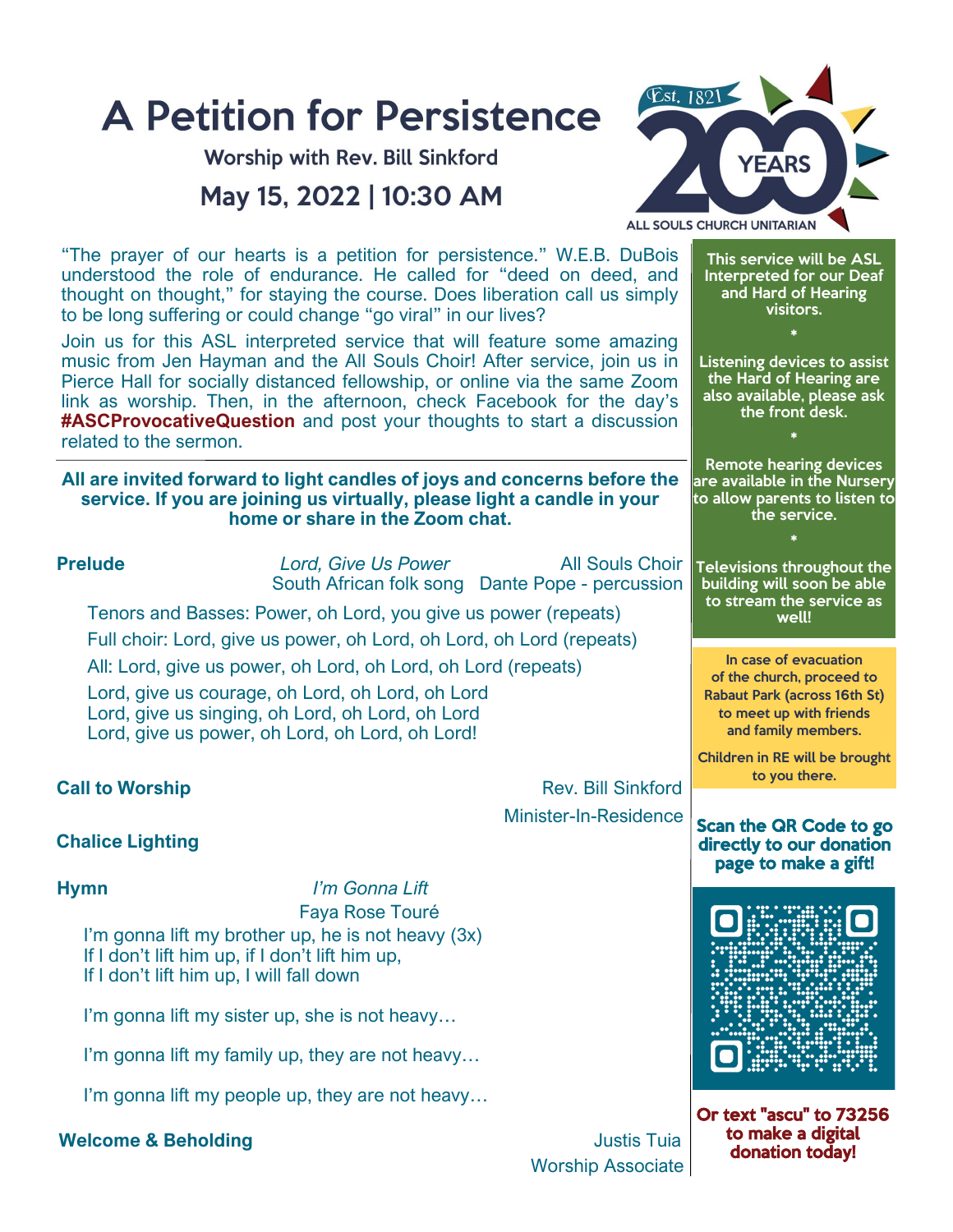# A Petition for Persistence

## Worship with Rev. Bill Sinkford

## May 15, 2022 | 10:30 AM

Est. 1821 200 YEARS ALL SOULS CHURCH UNITARIAN

"The prayer of our hearts is a petition for persistence." W.E.B. DuBois understood the role of endurance. He called for "deed on deed, and thought on thought," for staying the course. Does liberation call us simply to be long suffering or could change "go viral" in our lives?

Join us for this ASL interpreted service that will feature some amazing music from Jen Hayman and the All Souls Choir! After service, join us in Pierce Hall for socially distanced fellowship, or online via the same Zoom link as worship. Then, in the afternoon, check Facebook for the day's **#ASCProvocativeQuestion** and post your thoughts to start a discussion related to the sermon.

**All are invited forward to light candles of joys and concerns before the service. If you are joining us virtually, please light a candle in your home or share in the Zoom chat.**

**Prelude** — *Lord, Give Us Power*, South African folk song — All Souls Choir, Dante Pope - percussion

Tenors and Basses: Power, oh Lord, you give us power (repeats)
Full choir: Lord, give us power, oh Lord, oh Lord, oh Lord (repeats)
All: Lord, give us power, oh Lord, oh Lord, oh Lord (repeats)
Lord, give us courage, oh Lord, oh Lord, oh Lord
Lord, give us singing, oh Lord, oh Lord, oh Lord
Lord, give us power, oh Lord, oh Lord, oh Lord!

**Call to Worship** — Rev. Bill Sinkford, Minister-In-Residence

**Chalice Lighting**

**Hymn** — *I'm Gonna Lift*, Faya Rose Touré

I'm gonna lift my brother up, he is not heavy (3x)
If I don't lift him up, if I don't lift him up,
If I don't lift him up, I will fall down

I'm gonna lift my sister up, she is not heavy…

I'm gonna lift my family up, they are not heavy…

I'm gonna lift my people up, they are not heavy…

**Welcome & Beholding** — Justis Tuia, Worship Associate

---

**This service will be ASL Interpreted for our Deaf and Hard of Hearing visitors.**

*

**Listening devices to assist the Hard of Hearing are also available, please ask the front desk.**

*

**Remote hearing devices are available in the Nursery to allow parents to listen to the service.**

*

**Televisions throughout the building will soon be able to stream the service as well!**

**In case of evacuation of the church, proceed to Rabaut Park (across 16th St) to meet up with friends and family members.**

**Children in RE will be brought to you there.**

**Scan the QR Code to go directly to our donation page to make a gift!**

**Or text "ascu" to 73256 to make a digital donation today!**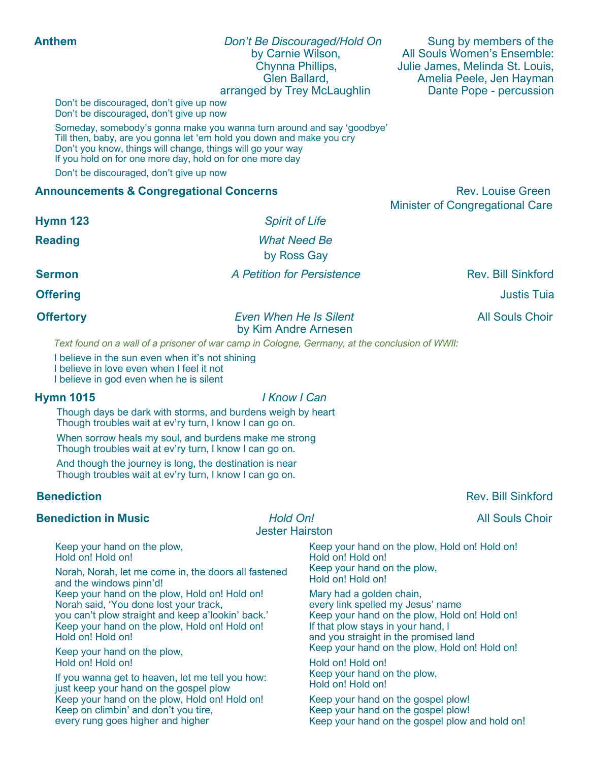**Anthem** — *Don't Be Discouraged/Hold On*
by Carnie Wilson,
Chynna Phillips,
Glen Ballard,
arranged by Trey McLaughlin

Sung by members of the
All Souls Women's Ensemble:
Julie James, Melinda St. Louis,
Amelia Peele, Jen Hayman
Dante Pope - percussion

Don't be discouraged, don't give up now
Don't be discouraged, don't give up now

Someday, somebody's gonna make you wanna turn around and say 'goodbye'
Till then, baby, are you gonna let 'em hold you down and make you cry
Don't you know, things will change, things will go your way
If you hold on for one more day, hold on for one more day

Don't be discouraged, don't give up now

**Announcements & Congregational Concerns** — Rev. Louise Green
Minister of Congregational Care

**Hymn 123** — *Spirit of Life*

**Reading** — *What Need Be*
by Ross Gay

**Sermon** — *A Petition for Persistence* — Rev. Bill Sinkford

**Offering** — Justis Tuia

**Offertory** — *Even When He Is Silent*
by Kim Andre Arnesen — All Souls Choir

*Text found on a wall of a prisoner of war camp in Cologne, Germany, at the conclusion of WWII:*

I believe in the sun even when it's not shining
I believe in love even when I feel it not
I believe in god even when he is silent

**Hymn 1015** — *I Know I Can*

Though days be dark with storms, and burdens weigh by heart
Though troubles wait at ev'ry turn, I know I can go on.

When sorrow heals my soul, and burdens make me strong
Though troubles wait at ev'ry turn, I know I can go on.

And though the journey is long, the destination is near
Though troubles wait at ev'ry turn, I know I can go on.

**Benediction** — Rev. Bill Sinkford

**Benediction in Music** — *Hold On!*
Jester Hairston — All Souls Choir

Keep your hand on the plow,
Hold on! Hold on!

Norah, Norah, let me come in, the doors all fastened
and the windows pinn'd!
Keep your hand on the plow, Hold on! Hold on!
Norah said, 'You done lost your track,
you can't plow straight and keep a'lookin' back.'
Keep your hand on the plow, Hold on! Hold on!
Hold on! Hold on!

Keep your hand on the plow,
Hold on! Hold on!

If you wanna get to heaven, let me tell you how:
just keep your hand on the gospel plow
Keep your hand on the plow, Hold on! Hold on!
Keep on climbin' and don't you tire,
every rung goes higher and higher
Keep your hand on the plow, Hold on! Hold on!
Hold on! Hold on!
Keep your hand on the plow,
Hold on! Hold on!

Mary had a golden chain,
every link spelled my Jesus' name
Keep your hand on the plow, Hold on! Hold on!
If that plow stays in your hand, I
and you straight in the promised land
Keep your hand on the plow, Hold on! Hold on!

Hold on! Hold on!
Keep your hand on the plow,
Hold on! Hold on!

Keep your hand on the gospel plow!
Keep your hand on the gospel plow!
Keep your hand on the gospel plow and hold on!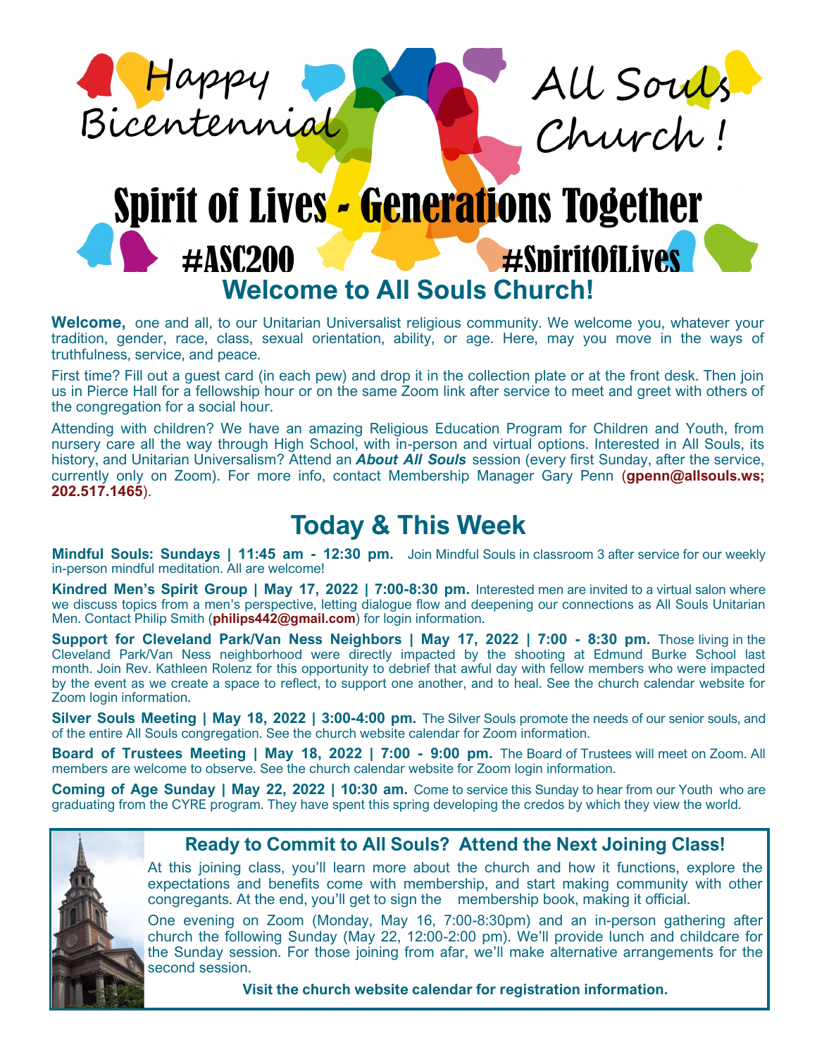# Happy Bicentennial All Souls Church!

# Spirit of Lives - Generations Together

#ASC200 #SpiritOfLives

## Welcome to All Souls Church!

**Welcome,** one and all, to our Unitarian Universalist religious community. We welcome you, whatever your tradition, gender, race, class, sexual orientation, ability, or age. Here, may you move in the ways of truthfulness, service, and peace.

First time? Fill out a guest card (in each pew) and drop it in the collection plate or at the front desk. Then join us in Pierce Hall for a fellowship hour or on the same Zoom link after service to meet and greet with others of the congregation for a social hour.

Attending with children? We have an amazing Religious Education Program for Children and Youth, from nursery care all the way through High School, with in-person and virtual options. Interested in All Souls, its history, and Unitarian Universalism? Attend an ***About All Souls*** session (every first Sunday, after the service, currently only on Zoom). For more info, contact Membership Manager Gary Penn (**gpenn@allsouls.ws; 202.517.1465**).

## Today & This Week

**Mindful Souls: Sundays | 11:45 am - 12:30 pm.** Join Mindful Souls in classroom 3 after service for our weekly in-person mindful meditation. All are welcome!

**Kindred Men's Spirit Group | May 17, 2022 | 7:00-8:30 pm.** Interested men are invited to a virtual salon where we discuss topics from a men's perspective, letting dialogue flow and deepening our connections as All Souls Unitarian Men. Contact Philip Smith (**philips442@gmail.com**) for login information.

**Support for Cleveland Park/Van Ness Neighbors | May 17, 2022 | 7:00 - 8:30 pm.** Those living in the Cleveland Park/Van Ness neighborhood were directly impacted by the shooting at Edmund Burke School last month. Join Rev. Kathleen Rolenz for this opportunity to debrief that awful day with fellow members who were impacted by the event as we create a space to reflect, to support one another, and to heal. See the church calendar website for Zoom login information.

**Silver Souls Meeting | May 18, 2022 | 3:00-4:00 pm.** The Silver Souls promote the needs of our senior souls, and of the entire All Souls congregation. See the church website calendar for Zoom information.

**Board of Trustees Meeting | May 18, 2022 | 7:00 - 9:00 pm.** The Board of Trustees will meet on Zoom. All members are welcome to observe. See the church calendar website for Zoom login information.

**Coming of Age Sunday | May 22, 2022 | 10:30 am.** Come to service this Sunday to hear from our Youth who are graduating from the CYRE program. They have spent this spring developing the credos by which they view the world.

### Ready to Commit to All Souls? Attend the Next Joining Class!

At this joining class, you'll learn more about the church and how it functions, explore the expectations and benefits come with membership, and start making community with other congregants. At the end, you'll get to sign the membership book, making it official.

One evening on Zoom (Monday, May 16, 7:00-8:30pm) and an in-person gathering after church the following Sunday (May 22, 12:00-2:00 pm). We'll provide lunch and childcare for the Sunday session. For those joining from afar, we'll make alternative arrangements for the second session.

**Visit the church website calendar for registration information.**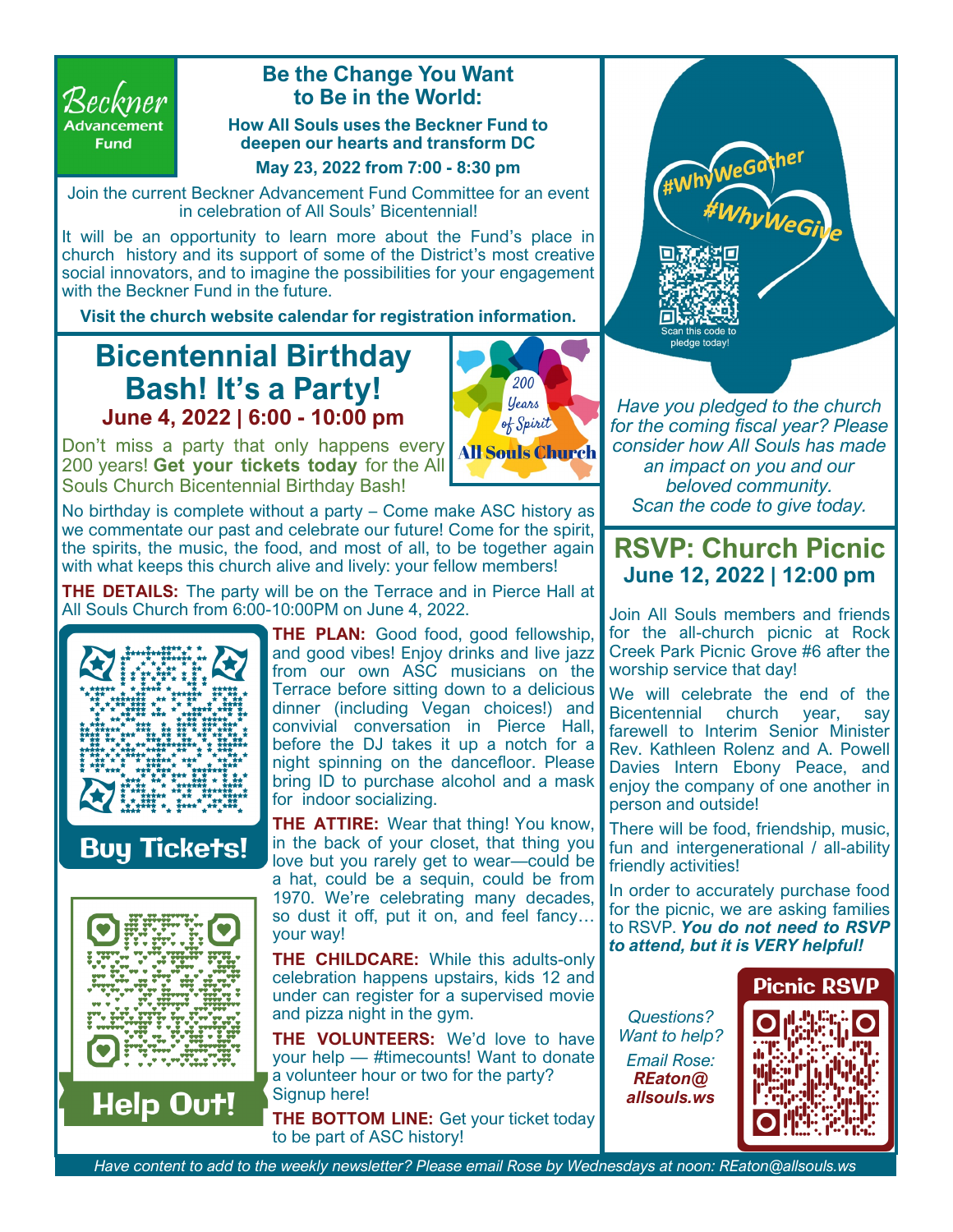Beckner Advancement Fund

## Be the Change You Want to Be in the World:

**How All Souls uses the Beckner Fund to deepen our hearts and transform DC**

**May 23, 2022 from 7:00 - 8:30 pm**

Join the current Beckner Advancement Fund Committee for an event in celebration of All Souls' Bicentennial!

It will be an opportunity to learn more about the Fund's place in church history and its support of some of the District's most creative social innovators, and to imagine the possibilities for your engagement with the Beckner Fund in the future.

**Visit the church website calendar for registration information.**

## Bicentennial Birthday Bash! It's a Party!

**June 4, 2022 | 6:00 - 10:00 pm**

200 Years of Spirit
All Souls Church

Don't miss a party that only happens every 200 years! **Get your tickets today** for the All Souls Church Bicentennial Birthday Bash!

No birthday is complete without a party – Come make ASC history as we commentate our past and celebrate our future! Come for the spirit, the spirits, the music, the food, and most of all, to be together again with what keeps this church alive and lively: your fellow members!

**THE DETAILS:** The party will be on the Terrace and in Pierce Hall at All Souls Church from 6:00-10:00PM on June 4, 2022.

**Buy Tickets!**

**THE PLAN:** Good food, good fellowship, and good vibes! Enjoy drinks and live jazz from our own ASC musicians on the Terrace before sitting down to a delicious dinner (including Vegan choices!) and convivial conversation in Pierce Hall, before the DJ takes it up a notch for a night spinning on the dancefloor. Please bring ID to purchase alcohol and a mask for indoor socializing.

**THE ATTIRE:** Wear that thing! You know, in the back of your closet, that thing you love but you rarely get to wear—could be a hat, could be a sequin, could be from 1970. We're celebrating many decades, so dust it off, put it on, and feel fancy… your way!

**THE CHILDCARE:** While this adults-only celebration happens upstairs, kids 12 and under can register for a supervised movie and pizza night in the gym.

**Help Out!**

**THE VOLUNTEERS:** We'd love to have your help — #timecounts! Want to donate a volunteer hour or two for the party? Signup here!

**THE BOTTOM LINE:** Get your ticket today to be part of ASC history!

#WhyWeGather
#WhyWeGive

Scan this code to pledge today!

*Have you pledged to the church for the coming fiscal year? Please consider how All Souls has made an impact on you and our beloved community. Scan the code to give today.*

## RSVP: Church Picnic

**June 12, 2022 | 12:00 pm**

Join All Souls members and friends for the all-church picnic at Rock Creek Park Picnic Grove #6 after the worship service that day!

We will celebrate the end of the Bicentennial church year, say farewell to Interim Senior Minister Rev. Kathleen Rolenz and A. Powell Davies Intern Ebony Peace, and enjoy the company of one another in person and outside!

There will be food, friendship, music, fun and intergenerational / all-ability friendly activities!

In order to accurately purchase food for the picnic, we are asking families to RSVP. ***You do not need to RSVP to attend, but it is VERY helpful!***

*Questions? Want to help?*

*Email Rose:* ***REaton@allsouls.ws***

**Picnic RSVP**

*Have content to add to the weekly newsletter? Please email Rose by Wednesdays at noon: REaton@allsouls.ws*